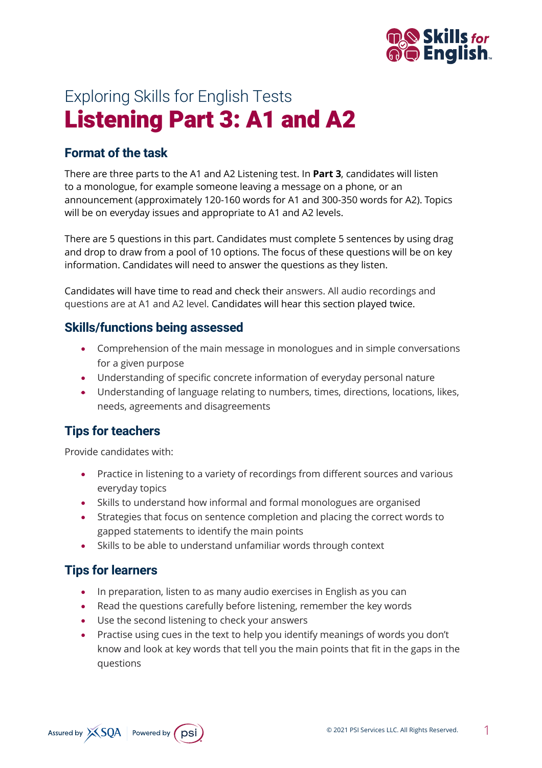Exploring Skills for English Tests

# Listening Part 3: A1 and A2

## Format of the task

There are three parts to the A1 and A2 Listening test. In **Part 3**, candidates will listen to a monologue, for example someone leaving a message on a phone, or an announcement (approximately 120-160 words for A1 and 300-350 words for A2). Topics will be on everyday issues and appropriate to A1 and A2 levels.

There are 5 questions in this part. Candidates must complete 5 sentences by using drag and drop to draw from a pool of 10 options. The focus of these questions will be on key information. Candidates will need to answer the questions as they listen.

Candidates will have time to read and check their answers. All audio recordings and questions are at A1 and A2 level. Candidates will hear this section played twice.

## Skills/functions being assessed

- Comprehension of the main message in monologues and in simple conversations for a given purpose
- Understanding of specific concrete information of everyday personal nature
- Understanding of language relating to numbers, times, directions, locations, likes, needs, agreements and disagreements

## Tips for teachers

Provide candidates with:

- Practice in listening to a variety of recordings from different sources and various everyday topics
- Skills to understand how informal and formal monologues are organised
- Strategies that focus on sentence completion and placing the correct words to gapped statements to identify the main points
- Skills to be able to understand unfamiliar words through context

## Tips for learners

- In preparation, listen to as many audio exercises in English as you can
- Read the questions carefully before listening, remember the key words
- Use the second listening to check your answers
- Practise using cues in the text to help you identify meanings of words you don't know and look at key words that tell you the main points that fit in the gaps in the questions

Assured by SQA | Powered by psi

© 2021 PSI Services LLC. All Rights Reserved.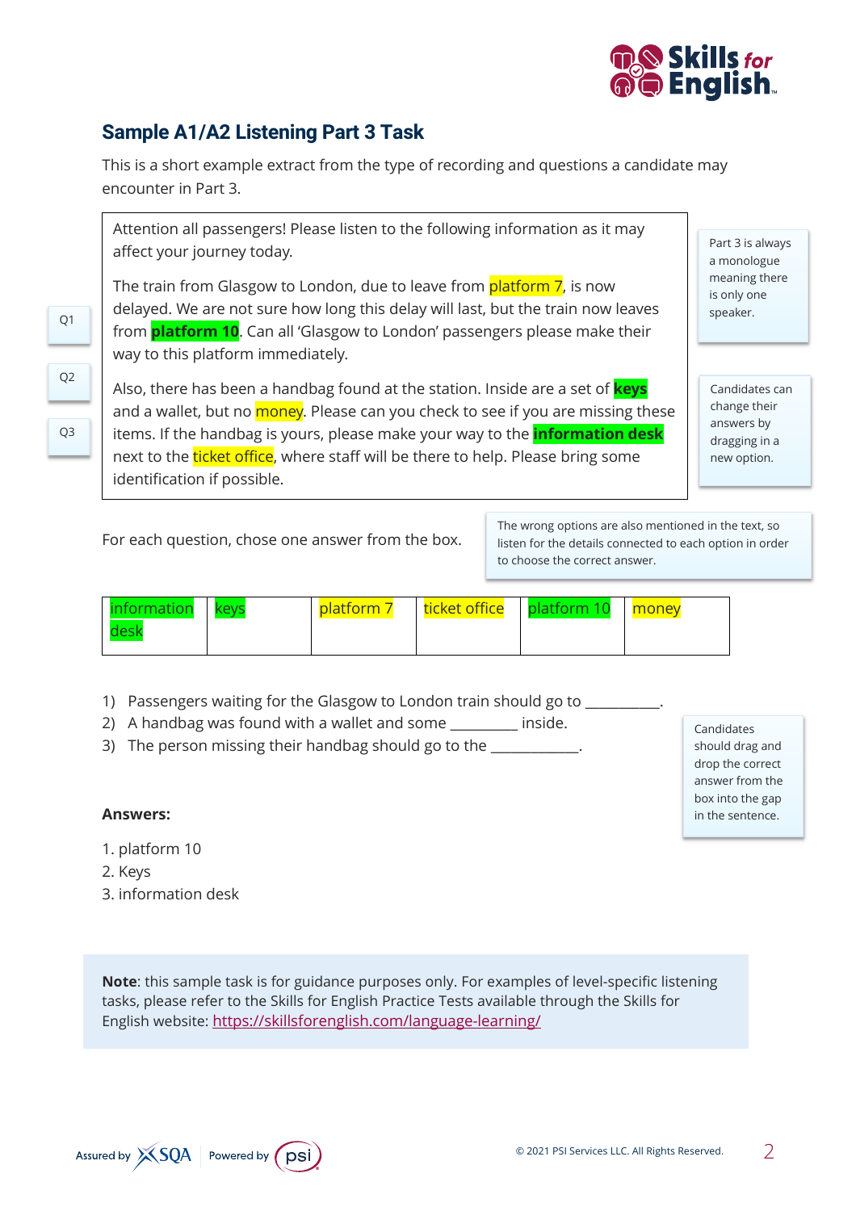## Sample A1/A2 Listening Part 3 Task

This is a short example extract from the type of recording and questions a candidate may encounter in Part 3.

> Attention all passengers! Please listen to the following information as it may affect your journey today.
>
> The train from Glasgow to London, due to leave from platform 7, is now delayed. We are not sure how long this delay will last, but the train now leaves from **platform 10**. Can all 'Glasgow to London' passengers please make their way to this platform immediately.
>
> Also, there has been a handbag found at the station. Inside are a set of **keys** and a wallet, but no money. Please can you check to see if you are missing these items. If the handbag is yours, please make your way to the **information desk** next to the ticket office, where staff will be there to help. Please bring some identification if possible.

Q1

Q2

Q3

Part 3 is always a monologue meaning there is only one speaker.

Candidates can change their answers by dragging in a new option.

For each question, chose one answer from the box.

The wrong options are also mentioned in the text, so listen for the details connected to each option in order to choose the correct answer.

| | | | | | |
|---|---|---|---|---|---|
| information desk | keys | platform 7 | ticket office | platform 10 | money |

1) Passengers waiting for the Glasgow to London train should go to __________.
2) A handbag was found with a wallet and some _________ inside.
3) The person missing their handbag should go to the ___________.

Candidates should drag and drop the correct answer from the box into the gap in the sentence.

**Answers:**

1. platform 10
2. Keys
3. information desk

**Note**: this sample task is for guidance purposes only. For examples of level-specific listening tasks, please refer to the Skills for English Practice Tests available through the Skills for English website: https://skillsforenglish.com/language-learning/

Assured by SQA Powered by psi

© 2021 PSI Services LLC. All Rights Reserved.